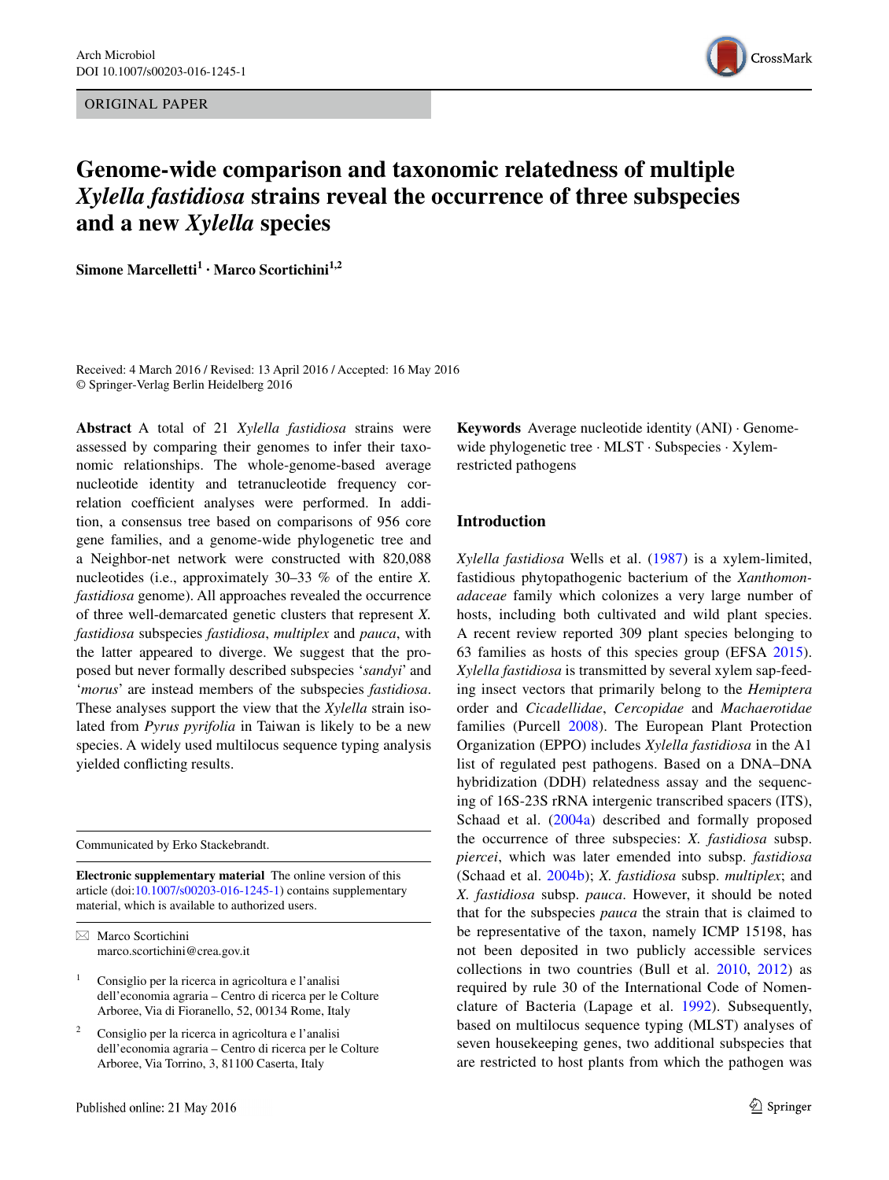ORIGINAL PAPER

# Genome-wide comparison and taxonomic relatedness of multiple *Xylella fastidiosa* strains reveal the occurrence of three subspecies and a new *Xylella* species

**Simone Marcelletti[1] · Marco Scortichini[1,2]**

Received: 4 March 2016 / Revised: 13 April 2016 / Accepted: 16 May 2016
© Springer-Verlag Berlin Heidelberg 2016

**Abstract** A total of 21 *Xylella fastidiosa* strains were assessed by comparing their genomes to infer their taxonomic relationships. The whole-genome-based average nucleotide identity and tetranucleotide frequency correlation coefficient analyses were performed. In addition, a consensus tree based on comparisons of 956 core gene families, and a genome-wide phylogenetic tree and a Neighbor-net network were constructed with 820,088 nucleotides (i.e., approximately 30–33 % of the entire *X. fastidiosa* genome). All approaches revealed the occurrence of three well-demarcated genetic clusters that represent *X. fastidiosa* subspecies *fastidiosa*, *multiplex* and *pauca*, with the latter appeared to diverge. We suggest that the proposed but never formally described subspecies '*sandyi*' and '*morus*' are instead members of the subspecies *fastidiosa*. These analyses support the view that the *Xylella* strain isolated from *Pyrus pyrifolia* in Taiwan is likely to be a new species. A widely used multilocus sequence typing analysis yielded conflicting results.

Communicated by Erko Stackebrandt.

**Electronic supplementary material** The online version of this article (doi:10.1007/s00203-016-1245-1) contains supplementary material, which is available to authorized users.

✉ Marco Scortichini
marco.scortichini@crea.gov.it

[1] Consiglio per la ricerca in agricoltura e l'analisi dell'economia agraria – Centro di ricerca per le Colture Arboree, Via di Fioranello, 52, 00134 Rome, Italy

[2] Consiglio per la ricerca in agricoltura e l'analisi dell'economia agraria – Centro di ricerca per le Colture Arboree, Via Torrino, 3, 81100 Caserta, Italy

**Keywords** Average nucleotide identity (ANI) · Genome-wide phylogenetic tree · MLST · Subspecies · Xylem-restricted pathogens

## Introduction

*Xylella fastidiosa* Wells et al. (1987) is a xylem-limited, fastidious phytopathogenic bacterium of the *Xanthomonadaceae* family which colonizes a very large number of hosts, including both cultivated and wild plant species. A recent review reported 309 plant species belonging to 63 families as hosts of this species group (EFSA 2015). *Xylella fastidiosa* is transmitted by several xylem sap-feeding insect vectors that primarily belong to the *Hemiptera* order and *Cicadellidae*, *Cercopidae* and *Machaerotidae* families (Purcell 2008). The European Plant Protection Organization (EPPO) includes *Xylella fastidiosa* in the A1 list of regulated pest pathogens. Based on a DNA–DNA hybridization (DDH) relatedness assay and the sequencing of 16S-23S rRNA intergenic transcribed spacers (ITS), Schaad et al. (2004a) described and formally proposed the occurrence of three subspecies: *X. fastidiosa* subsp. *piercei*, which was later emended into subsp. *fastidiosa* (Schaad et al. 2004b); *X. fastidiosa* subsp. *multiplex*; and *X. fastidiosa* subsp. *pauca*. However, it should be noted that for the subspecies *pauca* the strain that is claimed to be representative of the taxon, namely ICMP 15198, has not been deposited in two publicly accessible services collections in two countries (Bull et al. 2010, 2012) as required by rule 30 of the International Code of Nomenclature of Bacteria (Lapage et al. 1992). Subsequently, based on multilocus sequence typing (MLST) analyses of seven housekeeping genes, two additional subspecies that are restricted to host plants from which the pathogen was

Published online: 21 May 2016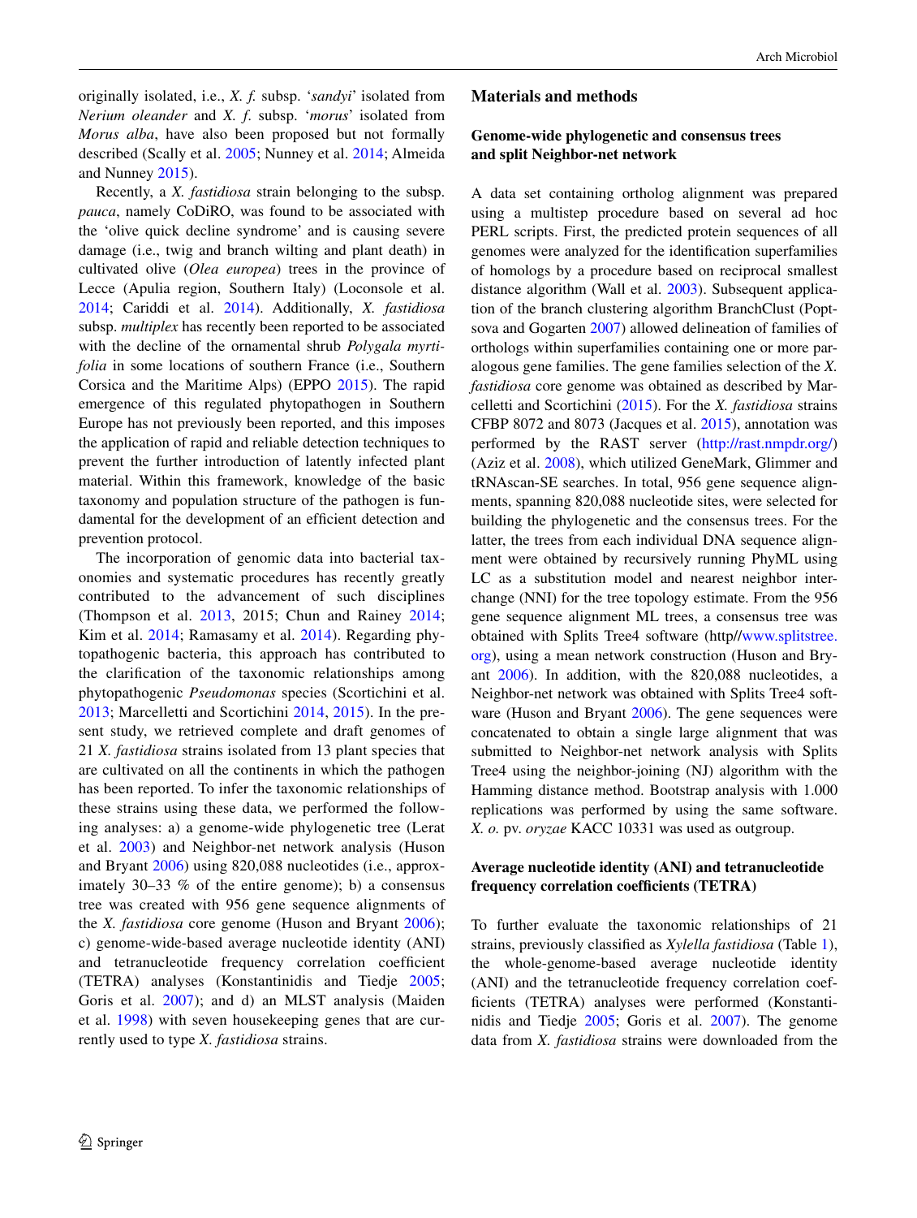originally isolated, i.e., *X. f.* subsp. '*sandyi*' isolated from *Nerium oleander* and *X. f.* subsp. '*morus*' isolated from *Morus alba*, have also been proposed but not formally described (Scally et al. 2005; Nunney et al. 2014; Almeida and Nunney 2015).

Recently, a *X. fastidiosa* strain belonging to the subsp. *pauca*, namely CoDiRO, was found to be associated with the 'olive quick decline syndrome' and is causing severe damage (i.e., twig and branch wilting and plant death) in cultivated olive (*Olea europea*) trees in the province of Lecce (Apulia region, Southern Italy) (Loconsole et al. 2014; Cariddi et al. 2014). Additionally, *X. fastidiosa* subsp. *multiplex* has recently been reported to be associated with the decline of the ornamental shrub *Polygala myrtifolia* in some locations of southern France (i.e., Southern Corsica and the Maritime Alps) (EPPO 2015). The rapid emergence of this regulated phytopathogen in Southern Europe has not previously been reported, and this imposes the application of rapid and reliable detection techniques to prevent the further introduction of latently infected plant material. Within this framework, knowledge of the basic taxonomy and population structure of the pathogen is fundamental for the development of an efficient detection and prevention protocol.

The incorporation of genomic data into bacterial taxonomies and systematic procedures has recently greatly contributed to the advancement of such disciplines (Thompson et al. 2013, 2015; Chun and Rainey 2014; Kim et al. 2014; Ramasamy et al. 2014). Regarding phytopathogenic bacteria, this approach has contributed to the clarification of the taxonomic relationships among phytopathogenic *Pseudomonas* species (Scortichini et al. 2013; Marcelletti and Scortichini 2014, 2015). In the present study, we retrieved complete and draft genomes of 21 *X. fastidiosa* strains isolated from 13 plant species that are cultivated on all the continents in which the pathogen has been reported. To infer the taxonomic relationships of these strains using these data, we performed the following analyses: a) a genome-wide phylogenetic tree (Lerat et al. 2003) and Neighbor-net network analysis (Huson and Bryant 2006) using 820,088 nucleotides (i.e., approximately 30–33 % of the entire genome); b) a consensus tree was created with 956 gene sequence alignments of the *X. fastidiosa* core genome (Huson and Bryant 2006); c) genome-wide-based average nucleotide identity (ANI) and tetranucleotide frequency correlation coefficient (TETRA) analyses (Konstantinidis and Tiedje 2005; Goris et al. 2007); and d) an MLST analysis (Maiden et al. 1998) with seven housekeeping genes that are currently used to type *X. fastidiosa* strains.

## Materials and methods

### Genome-wide phylogenetic and consensus trees and split Neighbor-net network

A data set containing ortholog alignment was prepared using a multistep procedure based on several ad hoc PERL scripts. First, the predicted protein sequences of all genomes were analyzed for the identification superfamilies of homologs by a procedure based on reciprocal smallest distance algorithm (Wall et al. 2003). Subsequent application of the branch clustering algorithm BranchClust (Poptsova and Gogarten 2007) allowed delineation of families of orthologs within superfamilies containing one or more paralogous gene families. The gene families selection of the *X. fastidiosa* core genome was obtained as described by Marcelletti and Scortichini (2015). For the *X. fastidiosa* strains CFBP 8072 and 8073 (Jacques et al. 2015), annotation was performed by the RAST server (http://rast.nmpdr.org/) (Aziz et al. 2008), which utilized GeneMark, Glimmer and tRNAscan-SE searches. In total, 956 gene sequence alignments, spanning 820,088 nucleotide sites, were selected for building the phylogenetic and the consensus trees. For the latter, the trees from each individual DNA sequence alignment were obtained by recursively running PhyML using LC as a substitution model and nearest neighbor interchange (NNI) for the tree topology estimate. From the 956 gene sequence alignment ML trees, a consensus tree was obtained with Splits Tree4 software (http//www.splitstree.org), using a mean network construction (Huson and Bryant 2006). In addition, with the 820,088 nucleotides, a Neighbor-net network was obtained with Splits Tree4 software (Huson and Bryant 2006). The gene sequences were concatenated to obtain a single large alignment that was submitted to Neighbor-net network analysis with Splits Tree4 using the neighbor-joining (NJ) algorithm with the Hamming distance method. Bootstrap analysis with 1.000 replications was performed by using the same software. *X. o.* pv. *oryzae* KACC 10331 was used as outgroup.

### Average nucleotide identity (ANI) and tetranucleotide frequency correlation coefficients (TETRA)

To further evaluate the taxonomic relationships of 21 strains, previously classified as *Xylella fastidiosa* (Table 1), the whole-genome-based average nucleotide identity (ANI) and the tetranucleotide frequency correlation coefficients (TETRA) analyses were performed (Konstantinidis and Tiedje 2005; Goris et al. 2007). The genome data from *X. fastidiosa* strains were downloaded from the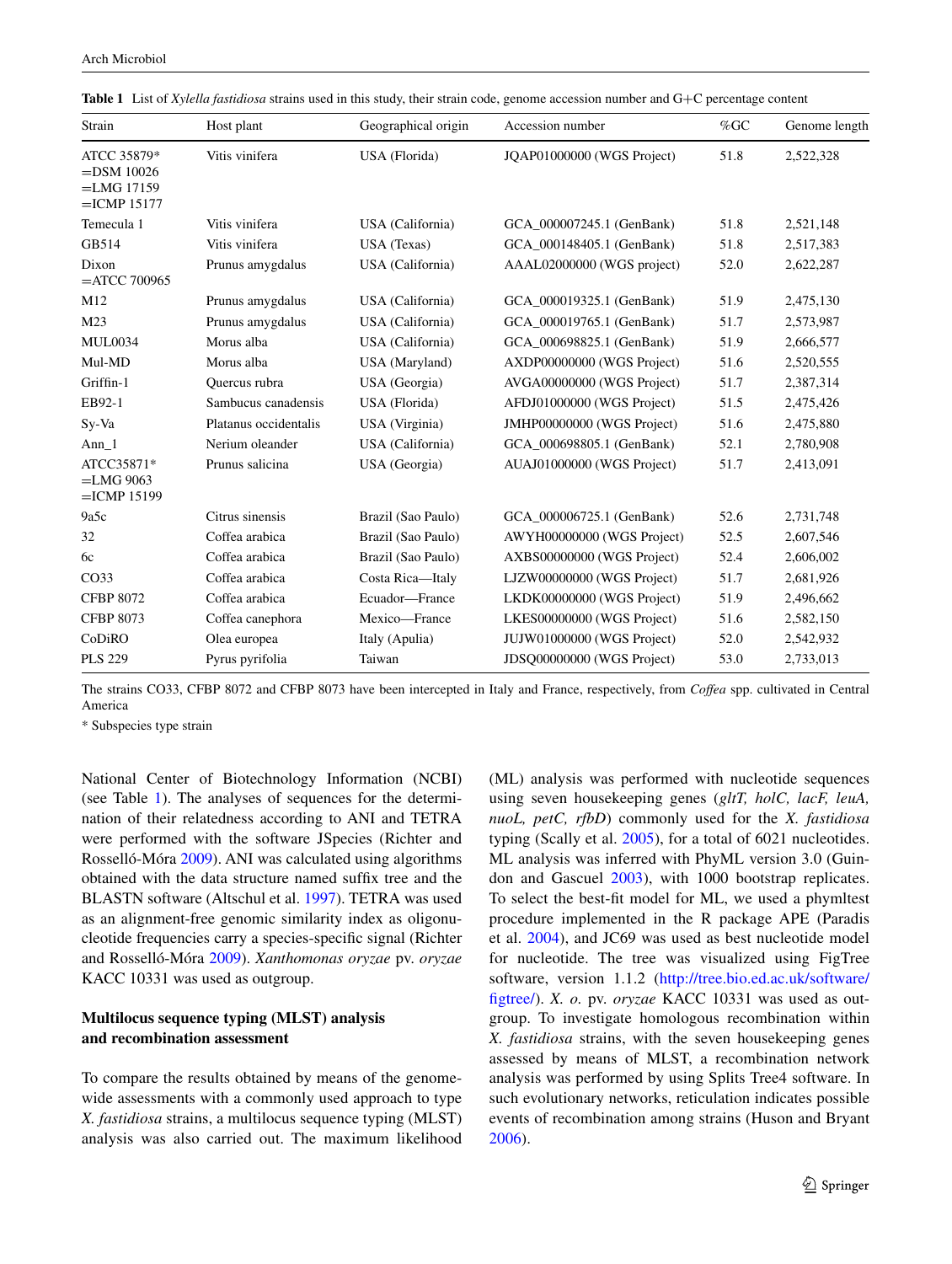**Table 1** List of *Xylella fastidiosa* strains used in this study, their strain code, genome accession number and G+C percentage content

| Strain | Host plant | Geographical origin | Accession number | %GC | Genome length |
|---|---|---|---|---|---|
| ATCC 35879* =DSM 10026 =LMG 17159 =ICMP 15177 | Vitis vinifera | USA (Florida) | JQAP01000000 (WGS Project) | 51.8 | 2,522,328 |
| Temecula 1 | Vitis vinifera | USA (California) | GCA_000007245.1 (GenBank) | 51.8 | 2,521,148 |
| GB514 | Vitis vinifera | USA (Texas) | GCA_000148405.1 (GenBank) | 51.8 | 2,517,383 |
| Dixon =ATCC 700965 | Prunus amygdalus | USA (California) | AAAL02000000 (WGS project) | 52.0 | 2,622,287 |
| M12 | Prunus amygdalus | USA (California) | GCA_000019325.1 (GenBank) | 51.9 | 2,475,130 |
| M23 | Prunus amygdalus | USA (California) | GCA_000019765.1 (GenBank) | 51.7 | 2,573,987 |
| MUL0034 | Morus alba | USA (California) | GCA_000698825.1 (GenBank) | 51.9 | 2,666,577 |
| Mul-MD | Morus alba | USA (Maryland) | AXDP00000000 (WGS Project) | 51.6 | 2,520,555 |
| Griffin-1 | Quercus rubra | USA (Georgia) | AVGA00000000 (WGS Project) | 51.7 | 2,387,314 |
| EB92-1 | Sambucus canadensis | USA (Florida) | AFDJ01000000 (WGS Project) | 51.5 | 2,475,426 |
| Sy-Va | Platanus occidentalis | USA (Virginia) | JMHP00000000 (WGS Project) | 51.6 | 2,475,880 |
| Ann_1 | Nerium oleander | USA (California) | GCA_000698805.1 (GenBank) | 52.1 | 2,780,908 |
| ATCC35871* =LMG 9063 =ICMP 15199 | Prunus salicina | USA (Georgia) | AUAJ01000000 (WGS Project) | 51.7 | 2,413,091 |
| 9a5c | Citrus sinensis | Brazil (Sao Paulo) | GCA_000006725.1 (GenBank) | 52.6 | 2,731,748 |
| 32 | Coffea arabica | Brazil (Sao Paulo) | AWYH00000000 (WGS Project) | 52.5 | 2,607,546 |
| 6c | Coffea arabica | Brazil (Sao Paulo) | AXBS00000000 (WGS Project) | 52.4 | 2,606,002 |
| CO33 | Coffea arabica | Costa Rica—Italy | LJZW00000000 (WGS Project) | 51.7 | 2,681,926 |
| CFBP 8072 | Coffea arabica | Ecuador—France | LKDK00000000 (WGS Project) | 51.9 | 2,496,662 |
| CFBP 8073 | Coffea canephora | Mexico—France | LKES00000000 (WGS Project) | 51.6 | 2,582,150 |
| CoDiRO | Olea europea | Italy (Apulia) | JUJW01000000 (WGS Project) | 52.0 | 2,542,932 |
| PLS 229 | Pyrus pyrifolia | Taiwan | JDSQ00000000 (WGS Project) | 53.0 | 2,733,013 |

The strains CO33, CFBP 8072 and CFBP 8073 have been intercepted in Italy and France, respectively, from *Coffea* spp. cultivated in Central America

\* Subspecies type strain

National Center of Biotechnology Information (NCBI) (see Table 1). The analyses of sequences for the determination of their relatedness according to ANI and TETRA were performed with the software JSpecies (Richter and Rosselló-Móra 2009). ANI was calculated using algorithms obtained with the data structure named suffix tree and the BLASTN software (Altschul et al. 1997). TETRA was used as an alignment-free genomic similarity index as oligonucleotide frequencies carry a species-specific signal (Richter and Rosselló-Móra 2009). *Xanthomonas oryzae* pv. *oryzae* KACC 10331 was used as outgroup.

### Multilocus sequence typing (MLST) analysis and recombination assessment

To compare the results obtained by means of the genome-wide assessments with a commonly used approach to type *X. fastidiosa* strains, a multilocus sequence typing (MLST) analysis was also carried out. The maximum likelihood (ML) analysis was performed with nucleotide sequences using seven housekeeping genes (*gltT, holC, lacF, leuA, nuoL, petC, rfbD*) commonly used for the *X. fastidiosa* typing (Scally et al. 2005), for a total of 6021 nucleotides. ML analysis was inferred with PhyML version 3.0 (Guindon and Gascuel 2003), with 1000 bootstrap replicates. To select the best-fit model for ML, we used a phymltest procedure implemented in the R package APE (Paradis et al. 2004), and JC69 was used as best nucleotide model for nucleotide. The tree was visualized using FigTree software, version 1.1.2 (http://tree.bio.ed.ac.uk/software/figtree/). *X. o.* pv. *oryzae* KACC 10331 was used as outgroup. To investigate homologous recombination within *X. fastidiosa* strains, with the seven housekeeping genes assessed by means of MLST, a recombination network analysis was performed by using Splits Tree4 software. In such evolutionary networks, reticulation indicates possible events of recombination among strains (Huson and Bryant 2006).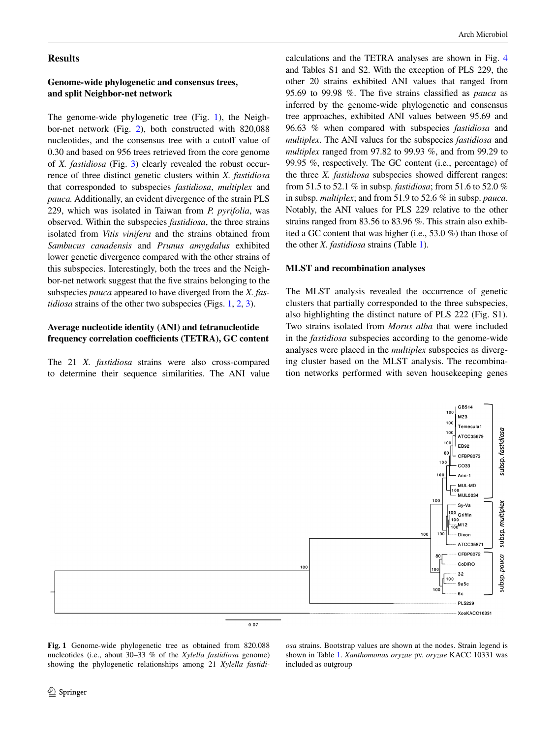## Results

### Genome-wide phylogenetic and consensus trees, and split Neighbor-net network

The genome-wide phylogenetic tree (Fig. 1), the Neighbor-net network (Fig. 2), both constructed with 820,088 nucleotides, and the consensus tree with a cutoff value of 0.30 and based on 956 trees retrieved from the core genome of *X. fastidiosa* (Fig. 3) clearly revealed the robust occurrence of three distinct genetic clusters within *X. fastidiosa* that corresponded to subspecies *fastidiosa*, *multiplex* and *pauca.* Additionally, an evident divergence of the strain PLS 229, which was isolated in Taiwan from *P. pyrifolia*, was observed. Within the subspecies *fastidiosa*, the three strains isolated from *Vitis vinifera* and the strains obtained from *Sambucus canadensis* and *Prunus amygdalus* exhibited lower genetic divergence compared with the other strains of this subspecies. Interestingly, both the trees and the Neighbor-net network suggest that the five strains belonging to the subspecies *pauca* appeared to have diverged from the *X. fastidiosa* strains of the other two subspecies (Figs. 1, 2, 3).

### Average nucleotide identity (ANI) and tetranucleotide frequency correlation coefficients (TETRA), GC content

The 21 *X. fastidiosa* strains were also cross-compared to determine their sequence similarities. The ANI value calculations and the TETRA analyses are shown in Fig. 4 and Tables S1 and S2. With the exception of PLS 229, the other 20 strains exhibited ANI values that ranged from 95.69 to 99.98 %. The five strains classified as *pauca* as inferred by the genome-wide phylogenetic and consensus tree approaches, exhibited ANI values between 95.69 and 96.63 % when compared with subspecies *fastidiosa* and *multiplex*. The ANI values for the subspecies *fastidiosa* and *multiplex* ranged from 97.82 to 99.93 %, and from 99.29 to 99.95 %, respectively. The GC content (i.e., percentage) of the three *X. fastidiosa* subspecies showed different ranges: from 51.5 to 52.1 % in subsp. *fastidiosa*; from 51.6 to 52.0 % in subsp. *multiplex*; and from 51.9 to 52.6 % in subsp. *pauca*. Notably, the ANI values for PLS 229 relative to the other strains ranged from 83.56 to 83.96 %. This strain also exhibited a GC content that was higher (i.e., 53.0 %) than those of the other *X. fastidiosa* strains (Table 1).

### MLST and recombination analyses

The MLST analysis revealed the occurrence of genetic clusters that partially corresponded to the three subspecies, also highlighting the distinct nature of PLS 222 (Fig. S1). Two strains isolated from *Morus alba* that were included in the *fastidiosa* subspecies according to the genome-wide analyses were placed in the *multiplex* subspecies as diverging cluster based on the MLST analysis. The recombination networks performed with seven housekeeping genes

**Fig. 1** Genome-wide phylogenetic tree as obtained from 820.088 nucleotides (i.e., about 30–33 % of the *Xylella fastidiosa* genome) showing the phylogenetic relationships among 21 *Xylella fastidiosa* strains. Bootstrap values are shown at the nodes. Strain legend is shown in Table 1. *Xanthomonas oryzae* pv. *oryzae* KACC 10331 was included as outgroup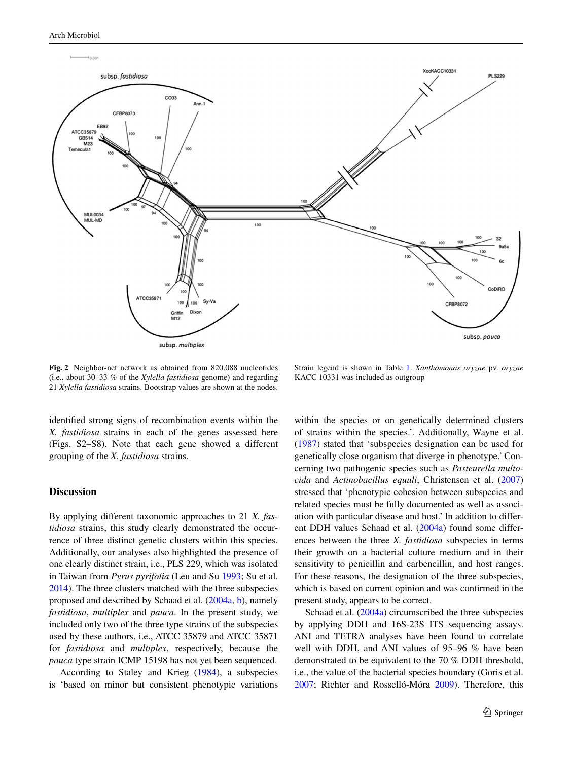**Fig. 2** Neighbor-net network as obtained from 820.088 nucleotides (i.e., about 30–33 % of the *Xylella fastidiosa* genome) and regarding 21 *Xylella fastidiosa* strains. Bootstrap values are shown at the nodes. Strain legend is shown in Table 1. *Xanthomonas oryzae* pv. *oryzae* KACC 10331 was included as outgroup

identified strong signs of recombination events within the *X. fastidiosa* strains in each of the genes assessed here (Figs. S2–S8). Note that each gene showed a different grouping of the *X. fastidiosa* strains.

## Discussion

By applying different taxonomic approaches to 21 *X. fastidiosa* strains, this study clearly demonstrated the occurrence of three distinct genetic clusters within this species. Additionally, our analyses also highlighted the presence of one clearly distinct strain, i.e., PLS 229, which was isolated in Taiwan from *Pyrus pyrifolia* (Leu and Su 1993; Su et al. 2014). The three clusters matched with the three subspecies proposed and described by Schaad et al. (2004a, b), namely *fastidiosa*, *multiplex* and *pauca*. In the present study, we included only two of the three type strains of the subspecies used by these authors, i.e., ATCC 35879 and ATCC 35871 for *fastidiosa* and *multiplex*, respectively, because the *pauca* type strain ICMP 15198 has not yet been sequenced.

According to Staley and Krieg (1984), a subspecies is 'based on minor but consistent phenotypic variations within the species or on genetically determined clusters of strains within the species.'. Additionally, Wayne et al. (1987) stated that 'subspecies designation can be used for genetically close organism that diverge in phenotype.' Concerning two pathogenic species such as *Pasteurella multocida* and *Actinobacillus equuli*, Christensen et al. (2007) stressed that 'phenotypic cohesion between subspecies and related species must be fully documented as well as association with particular disease and host.' In addition to different DDH values Schaad et al. (2004a) found some differences between the three *X. fastidiosa* subspecies in terms their growth on a bacterial culture medium and in their sensitivity to penicillin and carbencillin, and host ranges. For these reasons, the designation of the three subspecies, which is based on current opinion and was confirmed in the present study, appears to be correct.

Schaad et al. (2004a) circumscribed the three subspecies by applying DDH and 16S-23S ITS sequencing assays. ANI and TETRA analyses have been found to correlate well with DDH, and ANI values of 95–96 % have been demonstrated to be equivalent to the 70 % DDH threshold, i.e., the value of the bacterial species boundary (Goris et al. 2007; Richter and Rosselló-Móra 2009). Therefore, this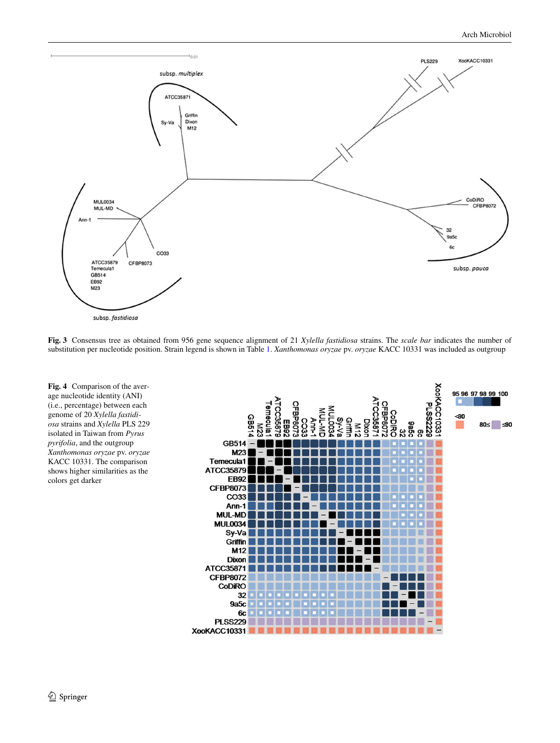**Fig. 3** Consensus tree as obtained from 956 gene sequence alignment of 21 *Xylella fastidiosa* strains. The *scale bar* indicates the number of substitution per nucleotide position. Strain legend is shown in Table 1. *Xanthomonas oryzae* pv. *oryzae* KACC 10331 was included as outgroup

**Fig. 4** Comparison of the average nucleotide identity (ANI) (i.e., percentage) between each genome of 20 *Xylella fastidiosa* strains and *Xylella* PLS 229 isolated in Taiwan from *Pyrus pyrifolia*, and the outgroup *Xanthomonas oryzae* pv. *oryzae* KACC 10331. The comparison shows higher similarities as the colors get darker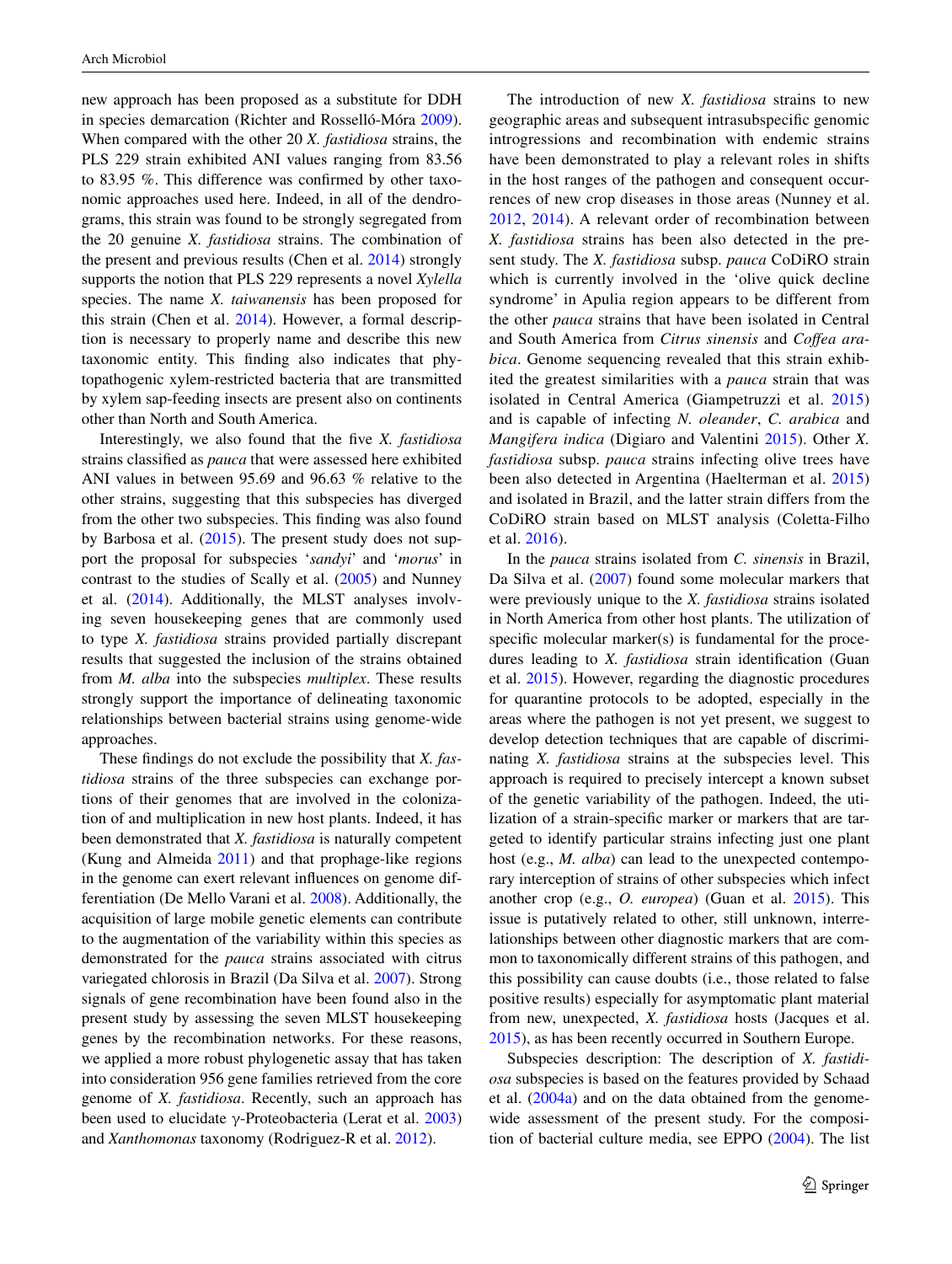new approach has been proposed as a substitute for DDH in species demarcation (Richter and Rosselló-Móra 2009). When compared with the other 20 *X. fastidiosa* strains, the PLS 229 strain exhibited ANI values ranging from 83.56 to 83.95 %. This difference was confirmed by other taxonomic approaches used here. Indeed, in all of the dendrograms, this strain was found to be strongly segregated from the 20 genuine *X. fastidiosa* strains. The combination of the present and previous results (Chen et al. 2014) strongly supports the notion that PLS 229 represents a novel *Xylella* species. The name *X. taiwanensis* has been proposed for this strain (Chen et al. 2014). However, a formal description is necessary to properly name and describe this new taxonomic entity. This finding also indicates that phytopathogenic xylem-restricted bacteria that are transmitted by xylem sap-feeding insects are present also on continents other than North and South America.

Interestingly, we also found that the five *X. fastidiosa* strains classified as *pauca* that were assessed here exhibited ANI values in between 95.69 and 96.63 % relative to the other strains, suggesting that this subspecies has diverged from the other two subspecies. This finding was also found by Barbosa et al. (2015). The present study does not support the proposal for subspecies '*sandyi*' and '*morus*' in contrast to the studies of Scally et al. (2005) and Nunney et al. (2014). Additionally, the MLST analyses involving seven housekeeping genes that are commonly used to type *X. fastidiosa* strains provided partially discrepant results that suggested the inclusion of the strains obtained from *M. alba* into the subspecies *multiplex*. These results strongly support the importance of delineating taxonomic relationships between bacterial strains using genome-wide approaches.

These findings do not exclude the possibility that *X. fastidiosa* strains of the three subspecies can exchange portions of their genomes that are involved in the colonization of and multiplication in new host plants. Indeed, it has been demonstrated that *X. fastidiosa* is naturally competent (Kung and Almeida 2011) and that prophage-like regions in the genome can exert relevant influences on genome differentiation (De Mello Varani et al. 2008). Additionally, the acquisition of large mobile genetic elements can contribute to the augmentation of the variability within this species as demonstrated for the *pauca* strains associated with citrus variegated chlorosis in Brazil (Da Silva et al. 2007). Strong signals of gene recombination have been found also in the present study by assessing the seven MLST housekeeping genes by the recombination networks. For these reasons, we applied a more robust phylogenetic assay that has taken into consideration 956 gene families retrieved from the core genome of *X. fastidiosa*. Recently, such an approach has been used to elucidate γ-Proteobacteria (Lerat et al. 2003) and *Xanthomonas* taxonomy (Rodriguez-R et al. 2012).

The introduction of new *X. fastidiosa* strains to new geographic areas and subsequent intrasubspecific genomic introgressions and recombination with endemic strains have been demonstrated to play a relevant roles in shifts in the host ranges of the pathogen and consequent occurrences of new crop diseases in those areas (Nunney et al. 2012, 2014). A relevant order of recombination between *X. fastidiosa* strains has been also detected in the present study. The *X. fastidiosa* subsp. *pauca* CoDiRO strain which is currently involved in the 'olive quick decline syndrome' in Apulia region appears to be different from the other *pauca* strains that have been isolated in Central and South America from *Citrus sinensis* and *Coffea arabica*. Genome sequencing revealed that this strain exhibited the greatest similarities with a *pauca* strain that was isolated in Central America (Giampetruzzi et al. 2015) and is capable of infecting *N. oleander*, *C. arabica* and *Mangifera indica* (Digiaro and Valentini 2015). Other *X. fastidiosa* subsp. *pauca* strains infecting olive trees have been also detected in Argentina (Haelterman et al. 2015) and isolated in Brazil, and the latter strain differs from the CoDiRO strain based on MLST analysis (Coletta-Filho et al. 2016).

In the *pauca* strains isolated from *C. sinensis* in Brazil, Da Silva et al. (2007) found some molecular markers that were previously unique to the *X. fastidiosa* strains isolated in North America from other host plants. The utilization of specific molecular marker(s) is fundamental for the procedures leading to *X. fastidiosa* strain identification (Guan et al. 2015). However, regarding the diagnostic procedures for quarantine protocols to be adopted, especially in the areas where the pathogen is not yet present, we suggest to develop detection techniques that are capable of discriminating *X. fastidiosa* strains at the subspecies level. This approach is required to precisely intercept a known subset of the genetic variability of the pathogen. Indeed, the utilization of a strain-specific marker or markers that are targeted to identify particular strains infecting just one plant host (e.g., *M. alba*) can lead to the unexpected contemporary interception of strains of other subspecies which infect another crop (e.g., *O. europea*) (Guan et al. 2015). This issue is putatively related to other, still unknown, interrelationships between other diagnostic markers that are common to taxonomically different strains of this pathogen, and this possibility can cause doubts (i.e., those related to false positive results) especially for asymptomatic plant material from new, unexpected, *X. fastidiosa* hosts (Jacques et al. 2015), as has been recently occurred in Southern Europe.

Subspecies description: The description of *X. fastidiosa* subspecies is based on the features provided by Schaad et al. (2004a) and on the data obtained from the genome-wide assessment of the present study. For the composition of bacterial culture media, see EPPO (2004). The list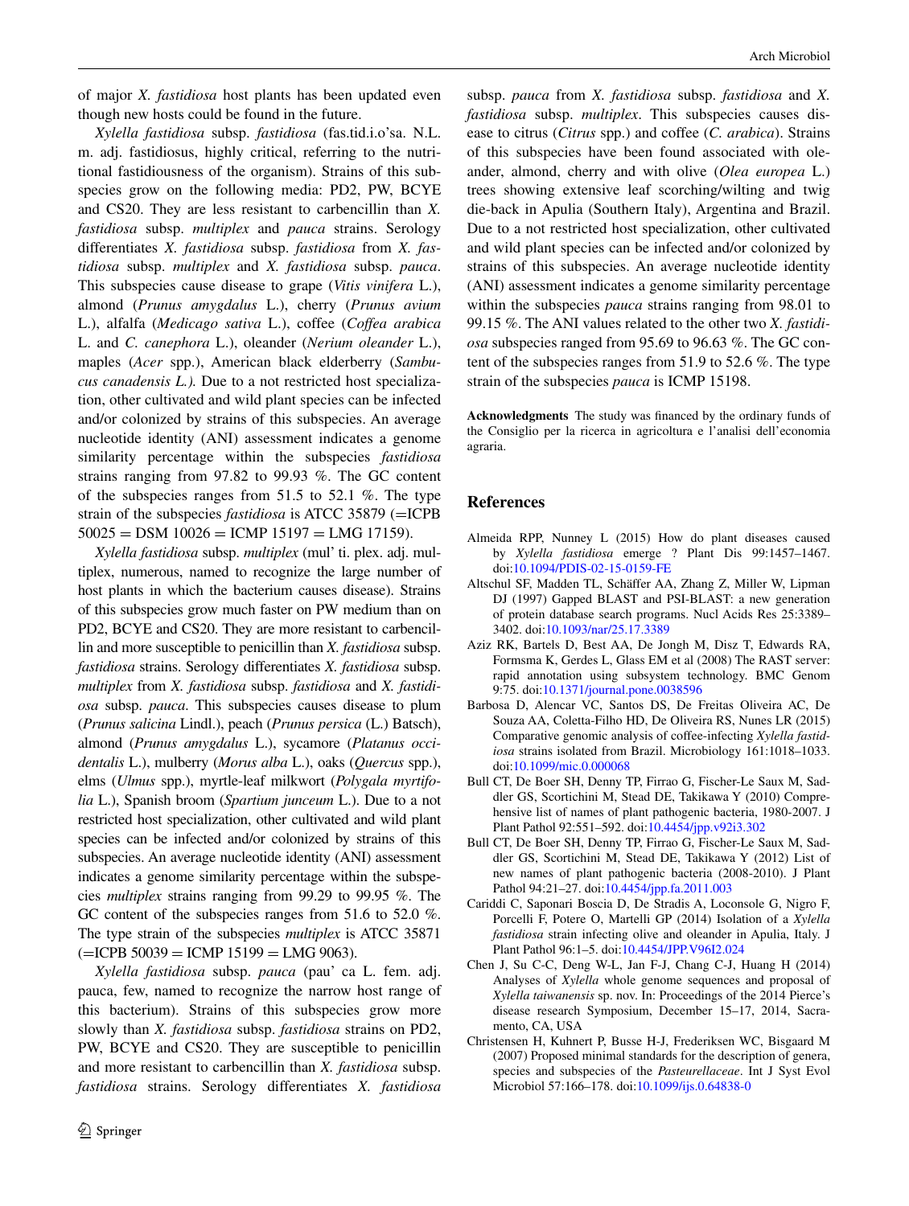of major *X. fastidiosa* host plants has been updated even though new hosts could be found in the future.

*Xylella fastidiosa* subsp. *fastidiosa* (fas.tid.i.o'sa. N.L. m. adj. fastidiosus, highly critical, referring to the nutritional fastidiousness of the organism). Strains of this subspecies grow on the following media: PD2, PW, BCYE and CS20. They are less resistant to carbencillin than *X. fastidiosa* subsp. *multiplex* and *pauca* strains. Serology differentiates *X. fastidiosa* subsp. *fastidiosa* from *X. fastidiosa* subsp. *multiplex* and *X. fastidiosa* subsp. *pauca*. This subspecies cause disease to grape (*Vitis vinifera* L.), almond (*Prunus amygdalus* L.), cherry (*Prunus avium* L.), alfalfa (*Medicago sativa* L.), coffee (*Coffea arabica* L. and *C. canephora* L.), oleander (*Nerium oleander* L.), maples (*Acer* spp.), American black elderberry (*Sambucus canadensis L.).* Due to a not restricted host specialization, other cultivated and wild plant species can be infected and/or colonized by strains of this subspecies. An average nucleotide identity (ANI) assessment indicates a genome similarity percentage within the subspecies *fastidiosa* strains ranging from 97.82 to 99.93 %. The GC content of the subspecies ranges from 51.5 to 52.1 %. The type strain of the subspecies *fastidiosa* is ATCC 35879 (=ICPB 50025 = DSM 10026 = ICMP 15197 = LMG 17159).

*Xylella fastidiosa* subsp. *multiplex* (mul' ti. plex. adj. multiplex, numerous, named to recognize the large number of host plants in which the bacterium causes disease). Strains of this subspecies grow much faster on PW medium than on PD2, BCYE and CS20. They are more resistant to carbencillin and more susceptible to penicillin than *X. fastidiosa* subsp. *fastidiosa* strains. Serology differentiates *X. fastidiosa* subsp. *multiplex* from *X. fastidiosa* subsp. *fastidiosa* and *X. fastidiosa* subsp. *pauca*. This subspecies causes disease to plum (*Prunus salicina* Lindl.), peach (*Prunus persica* (L.) Batsch), almond (*Prunus amygdalus* L.), sycamore (*Platanus occidentalis* L.), mulberry (*Morus alba* L.), oaks (*Quercus* spp.), elms (*Ulmus* spp.), myrtle-leaf milkwort (*Polygala myrtifolia* L.), Spanish broom (*Spartium junceum* L.). Due to a not restricted host specialization, other cultivated and wild plant species can be infected and/or colonized by strains of this subspecies. An average nucleotide identity (ANI) assessment indicates a genome similarity percentage within the subspecies *multiplex* strains ranging from 99.29 to 99.95 %. The GC content of the subspecies ranges from 51.6 to 52.0 %. The type strain of the subspecies *multiplex* is ATCC 35871 (=ICPB 50039 = ICMP 15199 = LMG 9063).

*Xylella fastidiosa* subsp. *pauca* (pau' ca L. fem. adj. pauca, few, named to recognize the narrow host range of this bacterium). Strains of this subspecies grow more slowly than *X. fastidiosa* subsp. *fastidiosa* strains on PD2, PW, BCYE and CS20. They are susceptible to penicillin and more resistant to carbencillin than *X. fastidiosa* subsp. *fastidiosa* strains. Serology differentiates *X. fastidiosa* subsp. *pauca* from *X. fastidiosa* subsp. *fastidiosa* and *X. fastidiosa* subsp. *multiplex*. This subspecies causes disease to citrus (*Citrus* spp.) and coffee (*C. arabica*). Strains of this subspecies have been found associated with oleander, almond, cherry and with olive (*Olea europea* L.) trees showing extensive leaf scorching/wilting and twig die-back in Apulia (Southern Italy), Argentina and Brazil. Due to a not restricted host specialization, other cultivated and wild plant species can be infected and/or colonized by strains of this subspecies. An average nucleotide identity (ANI) assessment indicates a genome similarity percentage within the subspecies *pauca* strains ranging from 98.01 to 99.15 %. The ANI values related to the other two *X. fastidiosa* subspecies ranged from 95.69 to 96.63 %. The GC content of the subspecies ranges from 51.9 to 52.6 %. The type strain of the subspecies *pauca* is ICMP 15198.

**Acknowledgments** The study was financed by the ordinary funds of the Consiglio per la ricerca in agricoltura e l'analisi dell'economia agraria.

## References

Almeida RPP, Nunney L (2015) How do plant diseases caused by *Xylella fastidiosa* emerge ? Plant Dis 99:1457–1467. doi:10.1094/PDIS-02-15-0159-FE

Altschul SF, Madden TL, Schäffer AA, Zhang Z, Miller W, Lipman DJ (1997) Gapped BLAST and PSI-BLAST: a new generation of protein database search programs. Nucl Acids Res 25:3389–3402. doi:10.1093/nar/25.17.3389

Aziz RK, Bartels D, Best AA, De Jongh M, Disz T, Edwards RA, Formsma K, Gerdes L, Glass EM et al (2008) The RAST server: rapid annotation using subsystem technology. BMC Genom 9:75. doi:10.1371/journal.pone.0038596

Barbosa D, Alencar VC, Santos DS, De Freitas Oliveira AC, De Souza AA, Coletta-Filho HD, De Oliveira RS, Nunes LR (2015) Comparative genomic analysis of coffee-infecting *Xylella fastidiosa* strains isolated from Brazil. Microbiology 161:1018–1033. doi:10.1099/mic.0.000068

Bull CT, De Boer SH, Denny TP, Firrao G, Fischer-Le Saux M, Saddler GS, Scortichini M, Stead DE, Takikawa Y (2010) Comprehensive list of names of plant pathogenic bacteria, 1980-2007. J Plant Pathol 92:551–592. doi:10.4454/jpp.v92i3.302

Bull CT, De Boer SH, Denny TP, Firrao G, Fischer-Le Saux M, Saddler GS, Scortichini M, Stead DE, Takikawa Y (2012) List of new names of plant pathogenic bacteria (2008-2010). J Plant Pathol 94:21–27. doi:10.4454/jpp.fa.2011.003

Cariddi C, Saponari Boscia D, De Stradis A, Loconsole G, Nigro F, Porcelli F, Potere O, Martelli GP (2014) Isolation of a *Xylella fastidiosa* strain infecting olive and oleander in Apulia, Italy. J Plant Pathol 96:1–5. doi:10.4454/JPP.V96I2.024

Chen J, Su C-C, Deng W-L, Jan F-J, Chang C-J, Huang H (2014) Analyses of *Xylella* whole genome sequences and proposal of *Xylella taiwanensis* sp. nov. In: Proceedings of the 2014 Pierce's disease research Symposium, December 15–17, 2014, Sacramento, CA, USA

Christensen H, Kuhnert P, Busse H-J, Frederiksen WC, Bisgaard M (2007) Proposed minimal standards for the description of genera, species and subspecies of the *Pasteurellaceae*. Int J Syst Evol Microbiol 57:166–178. doi:10.1099/ijs.0.64838-0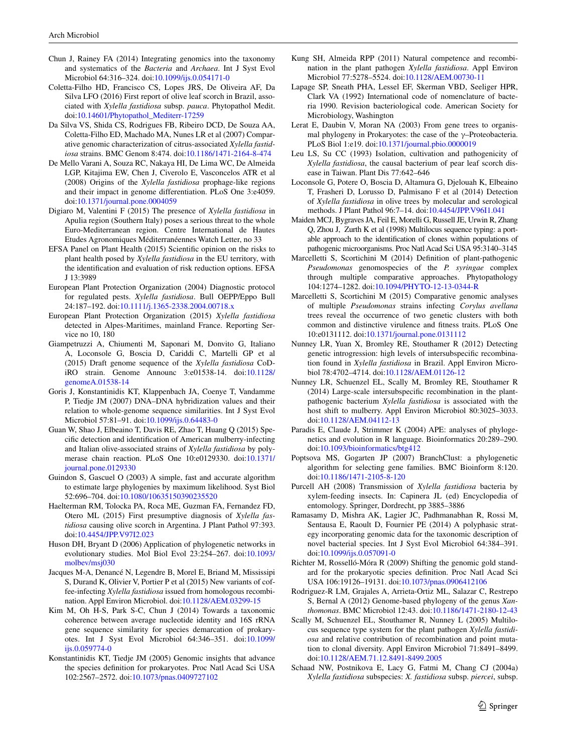Chun J, Rainey FA (2014) Integrating genomics into the taxonomy and systematics of the *Bacteria* and *Archaea*. Int J Syst Evol Microbiol 64:316–324. doi:10.1099/ijs.0.054171-0

Coletta-Filho HD, Francisco CS, Lopes JRS, De Oliveira AF, Da Silva LFO (2016) First report of olive leaf scorch in Brazil, associated with *Xylella fastidiosa* subsp. *pauca*. Phytopathol Medit. doi:10.14601/Phytopathol_Mediterr-17259

Da Silva VS, Shida CS, Rodrigues FB, Ribeiro DCD, De Souza AA, Coletta-Filho ED, Machado MA, Nunes LR et al (2007) Comparative genomic characterization of citrus-associated *Xylella fastidiosa* strains. BMC Genom 8:474. doi:10.1186/1471-2164-8-474

De Mello Varani A, Souza RC, Nakaya HI, De Lima WC, De Almeida LGP, Kitajima EW, Chen J, Civerolo E, Vasconcelos ATR et al (2008) Origins of the *Xylella fastidiosa* prophage-like regions and their impact in genome differentiation. PLoS One 3:e4059. doi:10.1371/journal.pone.0004059

Digiaro M, Valentini F (2015) The presence of *Xylella fastidiosa* in Apulia region (Southern Italy) poses a serious threat to the whole Euro-Mediterranean region. Centre International de Hautes Etudes Agronomiques Méditerranéennes Watch Letter, no 33

EFSA Panel on Plant Health (2015) Scientific opinion on the risks to plant health posed by *Xylella fastidiosa* in the EU territory, with the identification and evaluation of risk reduction options. EFSA J 13:3989

European Plant Protection Organization (2004) Diagnostic protocol for regulated pests. *Xylella fastidiosa*. Bull OEPP/Eppo Bull 24:187–192. doi:10.1111/j.1365-2338.2004.00718.x

European Plant Protection Organization (2015) *Xylella fastidiosa* detected in Alpes-Maritimes, mainland France. Reporting Service no 10, 180

Giampetruzzi A, Chiumenti M, Saponari M, Donvito G, Italiano A, Loconsole G, Boscia D, Cariddi C, Martelli GP et al (2015) Draft genome sequence of the *Xylella fastidiosa* CoDiRO strain. Genome Announc 3:e01538-14. doi:10.1128/genomeA.01538-14

Goris J, Konstantinidis KT, Klappenbach JA, Coenye T, Vandamme P, Tiedje JM (2007) DNA–DNA hybridization values and their relation to whole-genome sequence similarities. Int J Syst Evol Microbiol 57:81–91. doi:10.1099/ijs.0.64483-0

Guan W, Shao J, Elbeaino T, Davis RE, Zhao T, Huang Q (2015) Specific detection and identification of American mulberry-infecting and Italian olive-associated strains of *Xylella fastidiosa* by polymerase chain reaction. PLoS One 10:e0129330. doi:10.1371/journal.pone.0129330

Guindon S, Gascuel O (2003) A simple, fast and accurate algorithm to estimate large phylogenies by maximum likelihood. Syst Biol 52:696–704. doi:10.1080/10635150390235520

Haelterman RM, Tolocka PA, Roca ME, Guzman FA, Fernandez FD, Otero ML (2015) First presumptive diagnosis of *Xylella fastidiosa* causing olive scorch in Argentina. J Plant Pathol 97:393. doi:10.4454/JPP.V97I2.023

Huson DH, Bryant D (2006) Application of phylogenetic networks in evolutionary studies. Mol Biol Evol 23:254–267. doi:10.1093/molbev/msj030

Jacques M-A, Denancé N, Legendre B, Morel E, Briand M, Mississipi S, Durand K, Olivier V, Portier P et al (2015) New variants of coffee-infecting *Xylella fastidiosa* issued from homologous recombination. Appl Environ Microbiol. doi:10.1128/AEM.03299-15

Kim M, Oh H-S, Park S-C, Chun J (2014) Towards a taxonomic coherence between average nucleotide identity and 16S rRNA gene sequence similarity for species demarcation of prokaryotes. Int J Syst Evol Microbiol 64:346–351. doi:10.1099/ijs.0.059774-0

Konstantinidis KT, Tiedje JM (2005) Genomic insights that advance the species definition for prokaryotes. Proc Natl Acad Sci USA 102:2567–2572. doi:10.1073/pnas.0409727102

Kung SH, Almeida RPP (2011) Natural competence and recombination in the plant pathogen *Xylella fastidiosa*. Appl Environ Microbiol 77:5278–5524. doi:10.1128/AEM.00730-11

Lapage SP, Sneath PHA, Lessel EF, Skerman VBD, Seeliger HPR, Clark VA (1992) International code of nomenclature of bacteria 1990. Revision bacteriological code. American Society for Microbiology, Washington

Lerat E, Daubin V, Moran NA (2003) From gene trees to organismal phylogeny in Prokaryotes: the case of the γ–Proteobacteria. PLoS Biol 1:e19. doi:10.1371/journal.pbio.0000019

Leu LS, Su CC (1993) Isolation, cultivation and pathogenicity of *Xylella fastidiosa*, the causal bacterium of pear leaf scorch disease in Taiwan. Plant Dis 77:642–646

Loconsole G, Potere O, Boscia D, Altamura G, Djelouah K, Elbeaino T, Frasheri D, Lorusso D, Palmisano F et al (2014) Detection of *Xylella fastidiosa* in olive trees by molecular and serological methods. J Plant Pathol 96:7–14. doi:10.4454/JPP.V96I1.041

Maiden MCJ, Bygraves JA, Feil E, Morelli G, Russell JE, Urwin R, Zhang Q, Zhou J, Zurth K et al (1998) Multilocus sequence typing: a portable approach to the identification of clones within populations of pathogenic microorganisms. Proc Natl Acad Sci USA 95:3140–3145

Marcelletti S, Scortichini M (2014) Definition of plant-pathogenic *Pseudomonas* genomospecies of the *P. syringae* complex through multiple comparative approaches. Phytopathology 104:1274–1282. doi:10.1094/PHYTO-12-13-0344-R

Marcelletti S, Scortichini M (2015) Comparative genomic analyses of multiple *Pseudomonas* strains infecting *Corylus avellana* trees reveal the occurrence of two genetic clusters with both common and distinctive virulence and fitness traits. PLoS One 10:e0131112. doi:10.1371/journal.pone.0131112

Nunney LR, Yuan X, Bromley RE, Stouthamer R (2012) Detecting genetic introgression: high levels of intersubspecific recombination found in *Xylella fastidiosa* in Brazil. Appl Environ Microbiol 78:4702–4714. doi:10.1128/AEM.01126-12

Nunney LR, Schuenzel EL, Scally M, Bromley RE, Stouthamer R (2014) Large-scale intersubspecific recombination in the plant-pathogenic bacterium *Xylella fastidiosa* is associated with the host shift to mulberry. Appl Environ Microbiol 80:3025–3033. doi:10.1128/AEM.04112-13

Paradis E, Claude J, Strimmer K (2004) APE: analyses of phylogenetics and evolution in R language. Bioinformatics 20:289–290. doi:10.1093/bioinformatics/btg412

Poptsova MS, Gogarten JP (2007) BranchClust: a phylogenetic algorithm for selecting gene families. BMC Bioinform 8:120. doi:10.1186/1471-2105-8-120

Purcell AH (2008) Transmission of *Xylella fastidiosa* bacteria by xylem-feeding insects. In: Capinera JL (ed) Encyclopedia of entomology. Springer, Dordrecht, pp 3885–3886

Ramasamy D, Mishra AK, Lagier JC, Padhmanabhan R, Rossi M, Sentausa E, Raoult D, Fournier PE (2014) A polyphasic strategy incorporating genomic data for the taxonomic description of novel bacterial species. Int J Syst Evol Microbiol 64:384–391. doi:10.1099/ijs.0.057091-0

Richter M, Rosselló-Móra R (2009) Shifting the genomic gold standard for the prokaryotic species definition. Proc Natl Acad Sci USA 106:19126–19131. doi:10.1073/pnas.0906412106

Rodriguez-R LM, Grajales A, Arrieta-Ortiz ML, Salazar C, Restrepo S, Bernal A (2012) Genome-based phylogeny of the genus *Xanthomonas*. BMC Microbiol 12:43. doi:10.1186/1471-2180-12-43

Scally M, Schuenzel EL, Stouthamer R, Nunney L (2005) Multilocus sequence type system for the plant pathogen *Xylella fastidiosa* and relative contribution of recombination and point mutation to clonal diversity. Appl Environ Microbiol 71:8491–8499. doi:10.1128/AEM.71.12.8491-8499.2005

Schaad NW, Postnikova E, Lacy G, Fatmi M, Chang CJ (2004a) *Xylella fastidiosa* subspecies: *X. fastidiosa* subsp. *piercei*, subsp.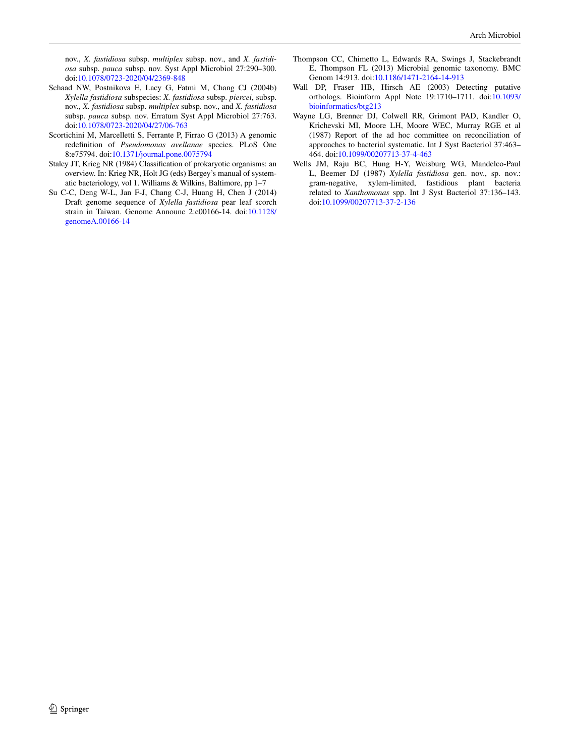nov., *X. fastidiosa* subsp. *multiplex* subsp. nov., and *X. fastidiosa* subsp. *pauca* subsp. nov. Syst Appl Microbiol 27:290–300. doi:10.1078/0723-2020/04/2369-848

Schaad NW, Postnikova E, Lacy G, Fatmi M, Chang CJ (2004b) *Xylella fastidiosa* subspecies: *X. fastidiosa* subsp. *piercei*, subsp. nov., *X. fastidiosa* subsp. *multiplex* subsp. nov., and *X. fastidiosa* subsp. *pauca* subsp. nov. Erratum Syst Appl Microbiol 27:763. doi:10.1078/0723-2020/04/27/06-763

Scortichini M, Marcelletti S, Ferrante P, Firrao G (2013) A genomic redefinition of *Pseudomonas avellanae* species. PLoS One 8:e75794. doi:10.1371/journal.pone.0075794

Staley JT, Krieg NR (1984) Classification of prokaryotic organisms: an overview. In: Krieg NR, Holt JG (eds) Bergey's manual of systematic bacteriology, vol 1. Williams & Wilkins, Baltimore, pp 1–7

Su C-C, Deng W-L, Jan F-J, Chang C-J, Huang H, Chen J (2014) Draft genome sequence of *Xylella fastidiosa* pear leaf scorch strain in Taiwan. Genome Announc 2:e00166-14. doi:10.1128/genomeA.00166-14

Thompson CC, Chimetto L, Edwards RA, Swings J, Stackebrandt E, Thompson FL (2013) Microbial genomic taxonomy. BMC Genom 14:913. doi:10.1186/1471-2164-14-913

Wall DP, Fraser HB, Hirsch AE (2003) Detecting putative orthologs. Bioinform Appl Note 19:1710–1711. doi:10.1093/bioinformatics/btg213

Wayne LG, Brenner DJ, Colwell RR, Grimont PAD, Kandler O, Krichevski MI, Moore LH, Moore WEC, Murray RGE et al (1987) Report of the ad hoc committee on reconciliation of approaches to bacterial systematic. Int J Syst Bacteriol 37:463–464. doi:10.1099/00207713-37-4-463

Wells JM, Raju BC, Hung H-Y, Weisburg WG, Mandelco-Paul L, Beemer DJ (1987) *Xylella fastidiosa* gen. nov., sp. nov.: gram-negative, xylem-limited, fastidious plant bacteria related to *Xanthomonas* spp. Int J Syst Bacteriol 37:136–143. doi:10.1099/00207713-37-2-136